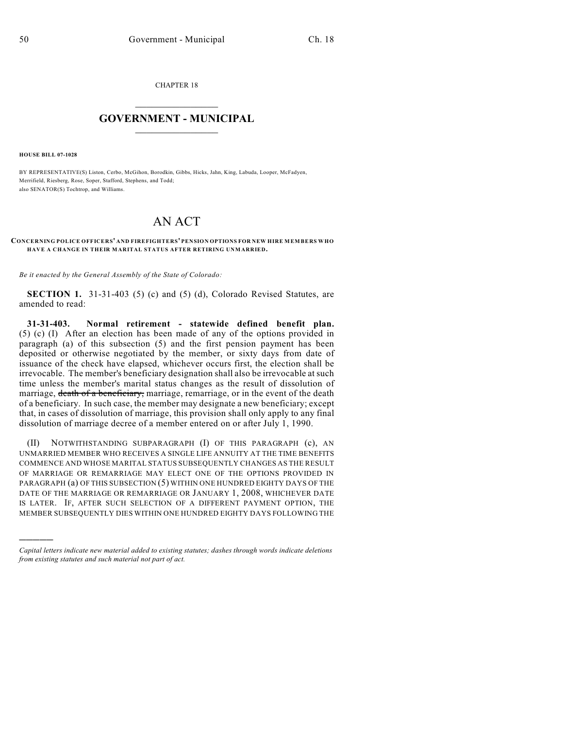CHAPTER 18

# GOVERNMENT - MUNICIPAL

**HOUSE BILL 07-1028**

BY REPRESENTATIVE(S) Liston, Cerbo, McGihon, Borodkin, Gibbs, Hicks, Jahn, King, Labuda, Looper, McFadyen, Merrifield, Riesberg, Rose, Soper, Stafford, Stephens, and Todd;
also SENATOR(S) Tochtrop, and Williams.

# AN ACT

**CONCERNING POLICE OFFICERS' AND FIREFIGHTERS' PENSION OPTIONS FOR NEW HIRE MEMBERS WHO HAVE A CHANGE IN THEIR MARITAL STATUS AFTER RETIRING UNMARRIED.**

*Be it enacted by the General Assembly of the State of Colorado:*

**SECTION 1.** 31-31-403 (5) (c) and (5) (d), Colorado Revised Statutes, are amended to read:

**31-31-403. Normal retirement - statewide defined benefit plan.** (5) (c) (I) After an election has been made of any of the options provided in paragraph (a) of this subsection (5) and the first pension payment has been deposited or otherwise negotiated by the member, or sixty days from date of issuance of the check have elapsed, whichever occurs first, the election shall be irrevocable. The member's beneficiary designation shall also be irrevocable at such time unless the member's marital status changes as the result of dissolution of marriage, ~~death of a beneficiary,~~ marriage, remarriage, or in the event of the death of a beneficiary. In such case, the member may designate a new beneficiary; except that, in cases of dissolution of marriage, this provision shall only apply to any final dissolution of marriage decree of a member entered on or after July 1, 1990.

(II) NOTWITHSTANDING SUBPARAGRAPH (I) OF THIS PARAGRAPH (c), AN UNMARRIED MEMBER WHO RECEIVES A SINGLE LIFE ANNUITY AT THE TIME BENEFITS COMMENCE AND WHOSE MARITAL STATUS SUBSEQUENTLY CHANGES AS THE RESULT OF MARRIAGE OR REMARRIAGE MAY ELECT ONE OF THE OPTIONS PROVIDED IN PARAGRAPH (a) OF THIS SUBSECTION (5) WITHIN ONE HUNDRED EIGHTY DAYS OF THE DATE OF THE MARRIAGE OR REMARRIAGE OR JANUARY 1, 2008, WHICHEVER DATE IS LATER. IF, AFTER SUCH SELECTION OF A DIFFERENT PAYMENT OPTION, THE MEMBER SUBSEQUENTLY DIES WITHIN ONE HUNDRED EIGHTY DAYS FOLLOWING THE

*Capital letters indicate new material added to existing statutes; dashes through words indicate deletions from existing statutes and such material not part of act.*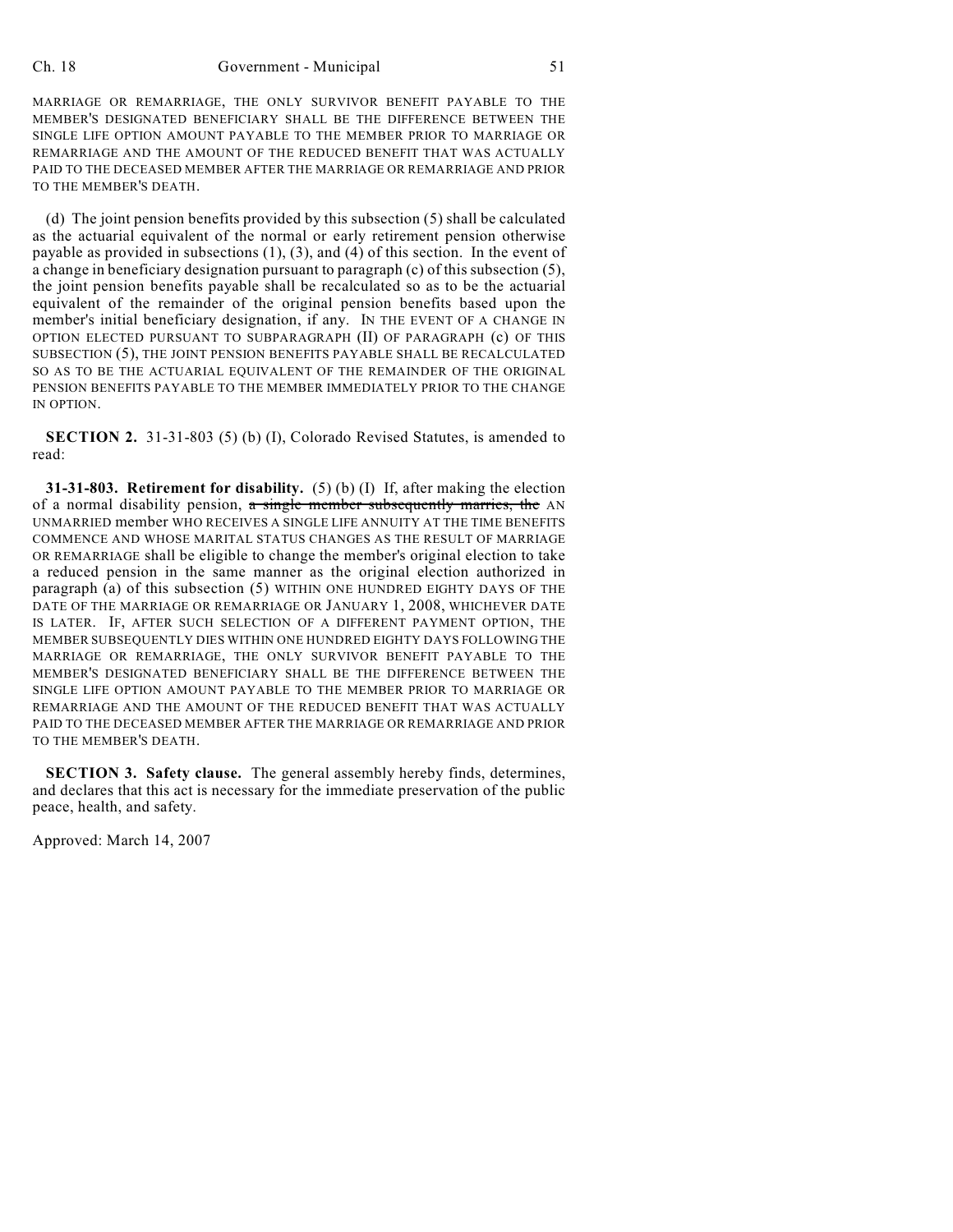MARRIAGE OR REMARRIAGE, THE ONLY SURVIVOR BENEFIT PAYABLE TO THE MEMBER'S DESIGNATED BENEFICIARY SHALL BE THE DIFFERENCE BETWEEN THE SINGLE LIFE OPTION AMOUNT PAYABLE TO THE MEMBER PRIOR TO MARRIAGE OR REMARRIAGE AND THE AMOUNT OF THE REDUCED BENEFIT THAT WAS ACTUALLY PAID TO THE DECEASED MEMBER AFTER THE MARRIAGE OR REMARRIAGE AND PRIOR TO THE MEMBER'S DEATH.

(d) The joint pension benefits provided by this subsection (5) shall be calculated as the actuarial equivalent of the normal or early retirement pension otherwise payable as provided in subsections (1), (3), and (4) of this section. In the event of a change in beneficiary designation pursuant to paragraph (c) of this subsection (5), the joint pension benefits payable shall be recalculated so as to be the actuarial equivalent of the remainder of the original pension benefits based upon the member's initial beneficiary designation, if any. IN THE EVENT OF A CHANGE IN OPTION ELECTED PURSUANT TO SUBPARAGRAPH (II) OF PARAGRAPH (c) OF THIS SUBSECTION (5), THE JOINT PENSION BENEFITS PAYABLE SHALL BE RECALCULATED SO AS TO BE THE ACTUARIAL EQUIVALENT OF THE REMAINDER OF THE ORIGINAL PENSION BENEFITS PAYABLE TO THE MEMBER IMMEDIATELY PRIOR TO THE CHANGE IN OPTION.

**SECTION 2.** 31-31-803 (5) (b) (I), Colorado Revised Statutes, is amended to read:

**31-31-803. Retirement for disability.** (5) (b) (I) If, after making the election of a normal disability pension, ~~a single member subsequently marries, the~~ AN UNMARRIED member WHO RECEIVES A SINGLE LIFE ANNUITY AT THE TIME BENEFITS COMMENCE AND WHOSE MARITAL STATUS CHANGES AS THE RESULT OF MARRIAGE OR REMARRIAGE shall be eligible to change the member's original election to take a reduced pension in the same manner as the original election authorized in paragraph (a) of this subsection (5) WITHIN ONE HUNDRED EIGHTY DAYS OF THE DATE OF THE MARRIAGE OR REMARRIAGE OR JANUARY 1, 2008, WHICHEVER DATE IS LATER. IF, AFTER SUCH SELECTION OF A DIFFERENT PAYMENT OPTION, THE MEMBER SUBSEQUENTLY DIES WITHIN ONE HUNDRED EIGHTY DAYS FOLLOWING THE MARRIAGE OR REMARRIAGE, THE ONLY SURVIVOR BENEFIT PAYABLE TO THE MEMBER'S DESIGNATED BENEFICIARY SHALL BE THE DIFFERENCE BETWEEN THE SINGLE LIFE OPTION AMOUNT PAYABLE TO THE MEMBER PRIOR TO MARRIAGE OR REMARRIAGE AND THE AMOUNT OF THE REDUCED BENEFIT THAT WAS ACTUALLY PAID TO THE DECEASED MEMBER AFTER THE MARRIAGE OR REMARRIAGE AND PRIOR TO THE MEMBER'S DEATH.

**SECTION 3. Safety clause.** The general assembly hereby finds, determines, and declares that this act is necessary for the immediate preservation of the public peace, health, and safety.

Approved: March 14, 2007